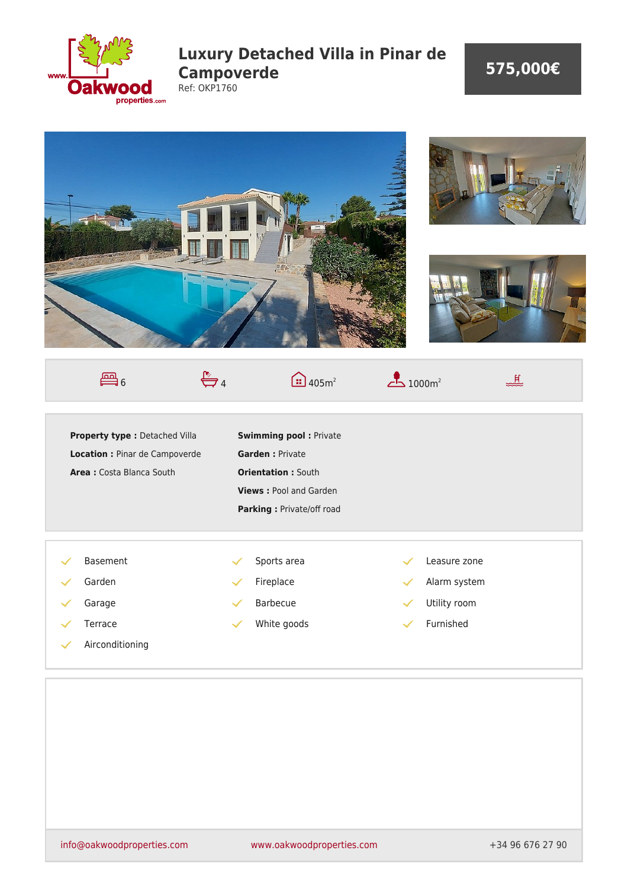# Luxury Detached Villa in Pinar de Campoverde

Ref: OKP1760

**575,000€**

6 | 4 | 405m² | 1000m²

**Property type :** Detached Villa
**Location :** Pinar de Campoverde
**Area :** Costa Blanca South

**Swimming pool :** Private
**Garden :** Private
**Orientation :** South
**Views :** Pool and Garden
**Parking :** Private/off road

- Basement
- Garden
- Garage
- Terrace
- Airconditioning
- Sports area
- Fireplace
- Barbecue
- White goods
- Leasure zone
- Alarm system
- Utility room
- Furnished

info@oakwoodproperties.com | www.oakwoodproperties.com | +34 96 676 27 90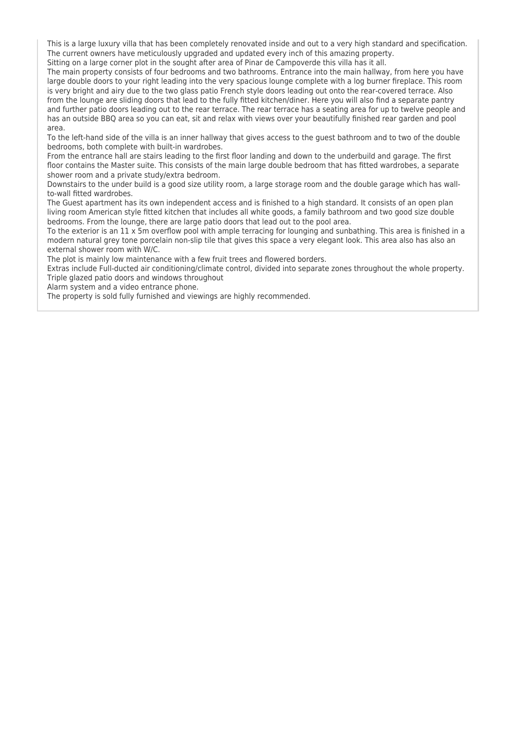This is a large luxury villa that has been completely renovated inside and out to a very high standard and specification. The current owners have meticulously upgraded and updated every inch of this amazing property.

Sitting on a large corner plot in the sought after area of Pinar de Campoverde this villa has it all.

The main property consists of four bedrooms and two bathrooms. Entrance into the main hallway, from here you have large double doors to your right leading into the very spacious lounge complete with a log burner fireplace. This room is very bright and airy due to the two glass patio French style doors leading out onto the rear-covered terrace. Also from the lounge are sliding doors that lead to the fully fitted kitchen/diner. Here you will also find a separate pantry and further patio doors leading out to the rear terrace. The rear terrace has a seating area for up to twelve people and has an outside BBQ area so you can eat, sit and relax with views over your beautifully finished rear garden and pool area.

To the left-hand side of the villa is an inner hallway that gives access to the guest bathroom and to two of the double bedrooms, both complete with built-in wardrobes.

From the entrance hall are stairs leading to the first floor landing and down to the underbuild and garage. The first floor contains the Master suite. This consists of the main large double bedroom that has fitted wardrobes, a separate shower room and a private study/extra bedroom.

Downstairs to the under build is a good size utility room, a large storage room and the double garage which has wall-to-wall fitted wardrobes.

The Guest apartment has its own independent access and is finished to a high standard. It consists of an open plan living room American style fitted kitchen that includes all white goods, a family bathroom and two good size double bedrooms. From the lounge, there are large patio doors that lead out to the pool area.

To the exterior is an 11 x 5m overflow pool with ample terracing for lounging and sunbathing. This area is finished in a modern natural grey tone porcelain non-slip tile that gives this space a very elegant look. This area also has also an external shower room with W/C.

The plot is mainly low maintenance with a few fruit trees and flowered borders.

Extras include Full-ducted air conditioning/climate control, divided into separate zones throughout the whole property.

Triple glazed patio doors and windows throughout

Alarm system and a video entrance phone.

The property is sold fully furnished and viewings are highly recommended.